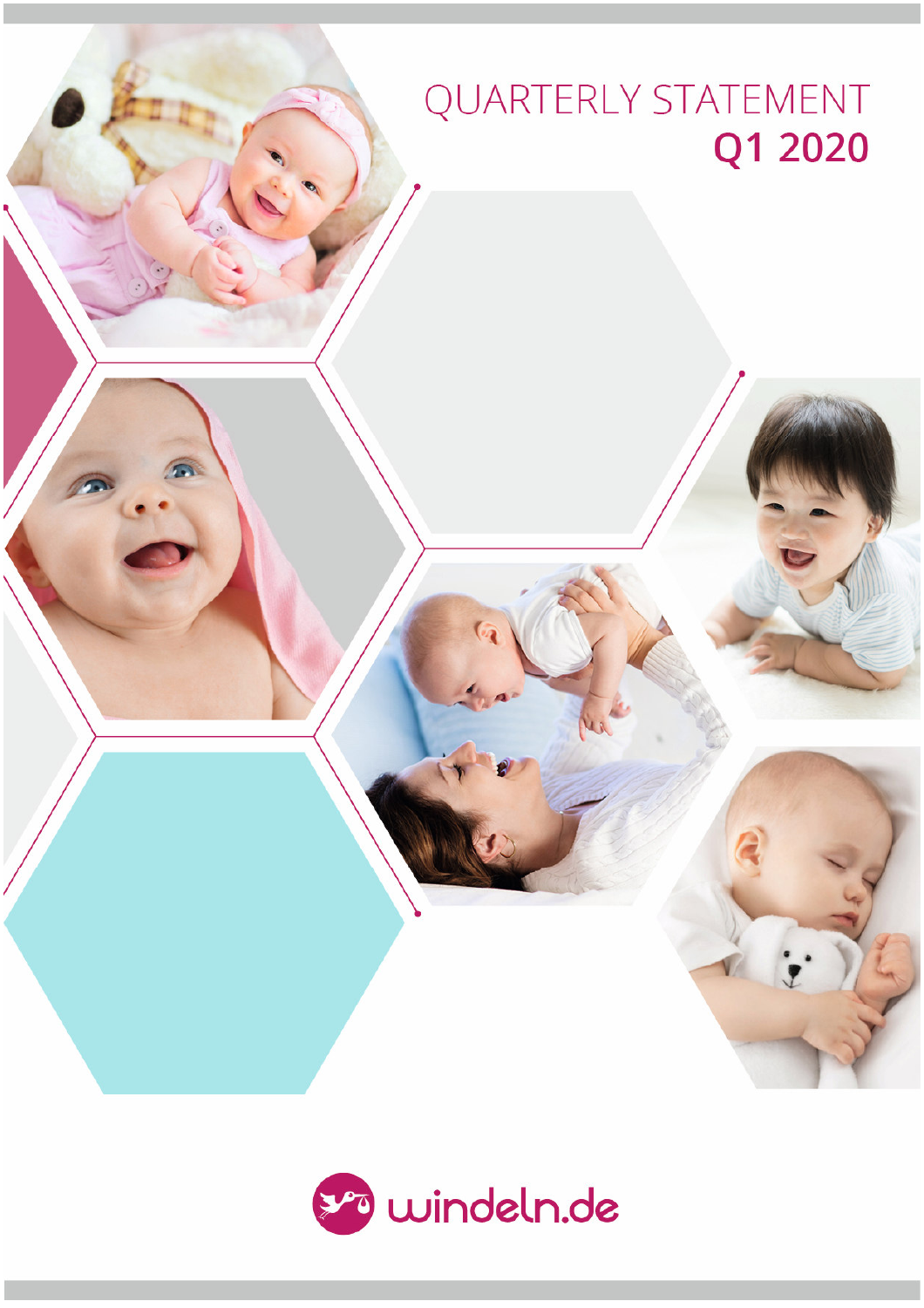# QUARTERLY STATEMENT
## Q1 2020

windeln.de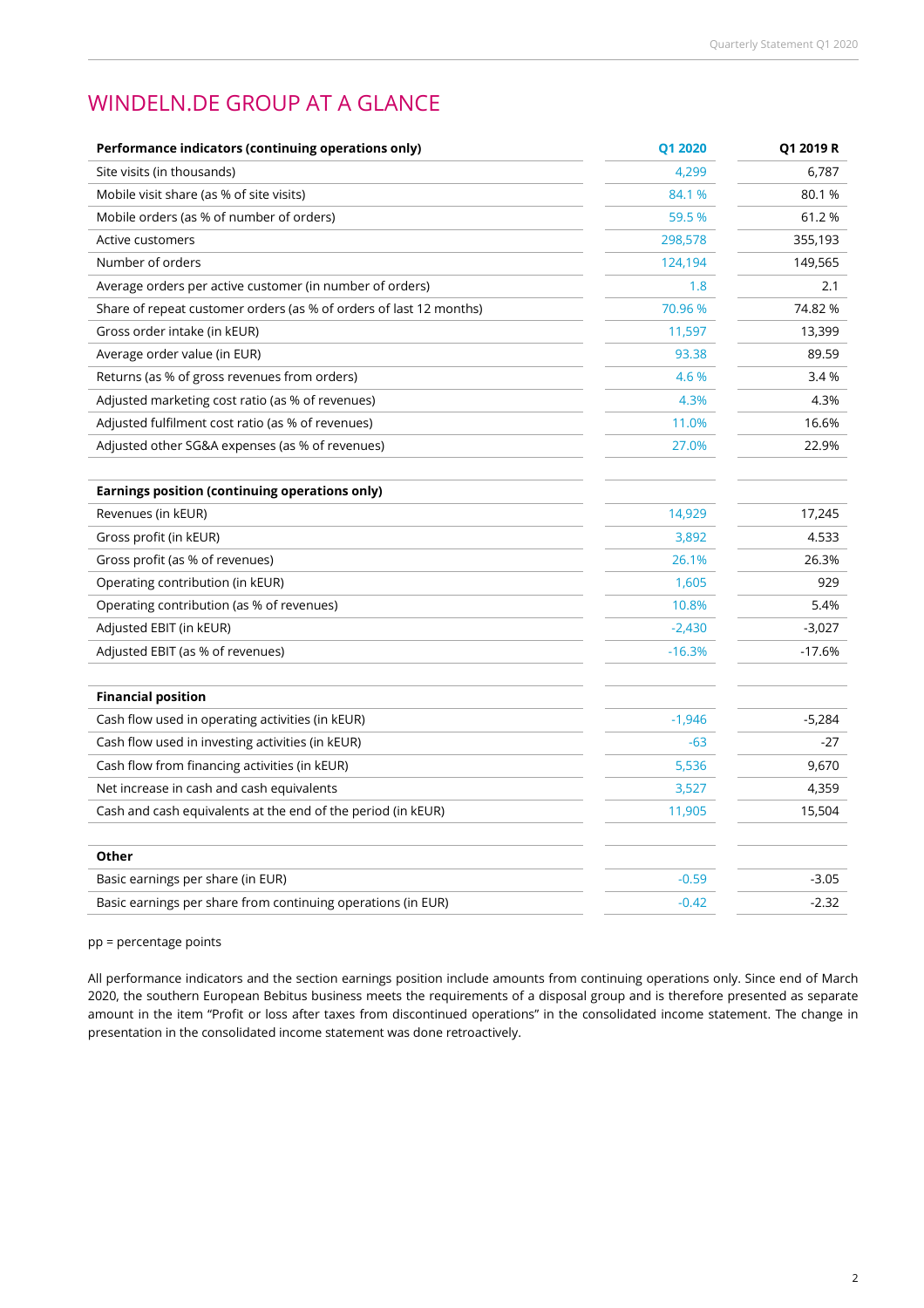# WINDELN.DE GROUP AT A GLANCE

| Performance indicators (continuing operations only) | Q1 2020 | Q1 2019 R |
|---|---|---|
| Site visits (in thousands) | 4,299 | 6,787 |
| Mobile visit share (as % of site visits) | 84.1 % | 80.1 % |
| Mobile orders (as % of number of orders) | 59.5 % | 61.2 % |
| Active customers | 298,578 | 355,193 |
| Number of orders | 124,194 | 149,565 |
| Average orders per active customer (in number of orders) | 1.8 | 2.1 |
| Share of repeat customer orders (as % of orders of last 12 months) | 70.96 % | 74.82 % |
| Gross order intake (in kEUR) | 11,597 | 13,399 |
| Average order value (in EUR) | 93.38 | 89.59 |
| Returns (as % of gross revenues from orders) | 4.6 % | 3.4 % |
| Adjusted marketing cost ratio (as % of revenues) | 4.3% | 4.3% |
| Adjusted fulfilment cost ratio (as % of revenues) | 11.0% | 16.6% |
| Adjusted other SG&A expenses (as % of revenues) | 27.0% | 22.9% |
| | | |
| **Earnings position (continuing operations only)** | | |
| Revenues (in kEUR) | 14,929 | 17,245 |
| Gross profit (in kEUR) | 3,892 | 4.533 |
| Gross profit (as % of revenues) | 26.1% | 26.3% |
| Operating contribution (in kEUR) | 1,605 | 929 |
| Operating contribution (as % of revenues) | 10.8% | 5.4% |
| Adjusted EBIT (in kEUR) | -2,430 | -3,027 |
| Adjusted EBIT (as % of revenues) | -16.3% | -17.6% |
| | | |
| **Financial position** | | |
| Cash flow used in operating activities (in kEUR) | -1,946 | -5,284 |
| Cash flow used in investing activities (in kEUR) | -63 | -27 |
| Cash flow from financing activities (in kEUR) | 5,536 | 9,670 |
| Net increase in cash and cash equivalents | 3,527 | 4,359 |
| Cash and cash equivalents at the end of the period (in kEUR) | 11,905 | 15,504 |
| | | |
| **Other** | | |
| Basic earnings per share (in EUR) | -0.59 | -3.05 |
| Basic earnings per share from continuing operations (in EUR) | -0.42 | -2.32 |

pp = percentage points

All performance indicators and the section earnings position include amounts from continuing operations only. Since end of March 2020, the southern European Bebitus business meets the requirements of a disposal group and is therefore presented as separate amount in the item "Profit or loss after taxes from discontinued operations" in the consolidated income statement. The change in presentation in the consolidated income statement was done retroactively.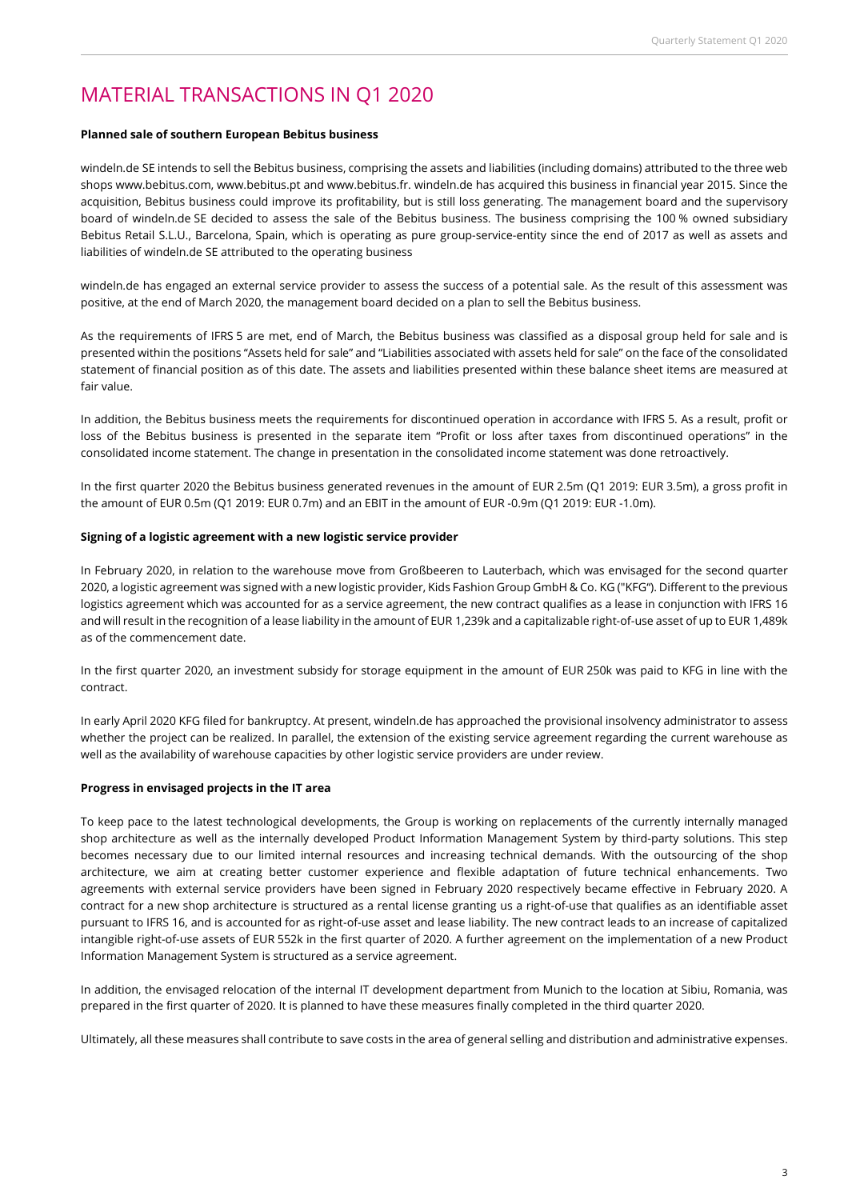# MATERIAL TRANSACTIONS IN Q1 2020

**Planned sale of southern European Bebitus business**

windeln.de SE intends to sell the Bebitus business, comprising the assets and liabilities (including domains) attributed to the three web shops www.bebitus.com, www.bebitus.pt and www.bebitus.fr. windeln.de has acquired this business in financial year 2015. Since the acquisition, Bebitus business could improve its profitability, but is still loss generating. The management board and the supervisory board of windeln.de SE decided to assess the sale of the Bebitus business. The business comprising the 100 % owned subsidiary Bebitus Retail S.L.U., Barcelona, Spain, which is operating as pure group-service-entity since the end of 2017 as well as assets and liabilities of windeln.de SE attributed to the operating business

windeln.de has engaged an external service provider to assess the success of a potential sale. As the result of this assessment was positive, at the end of March 2020, the management board decided on a plan to sell the Bebitus business.

As the requirements of IFRS 5 are met, end of March, the Bebitus business was classified as a disposal group held for sale and is presented within the positions "Assets held for sale" and "Liabilities associated with assets held for sale" on the face of the consolidated statement of financial position as of this date. The assets and liabilities presented within these balance sheet items are measured at fair value.

In addition, the Bebitus business meets the requirements for discontinued operation in accordance with IFRS 5. As a result, profit or loss of the Bebitus business is presented in the separate item "Profit or loss after taxes from discontinued operations" in the consolidated income statement. The change in presentation in the consolidated income statement was done retroactively.

In the first quarter 2020 the Bebitus business generated revenues in the amount of EUR 2.5m (Q1 2019: EUR 3.5m), a gross profit in the amount of EUR 0.5m (Q1 2019: EUR 0.7m) and an EBIT in the amount of EUR -0.9m (Q1 2019: EUR -1.0m).

**Signing of a logistic agreement with a new logistic service provider**

In February 2020, in relation to the warehouse move from Großbeeren to Lauterbach, which was envisaged for the second quarter 2020, a logistic agreement was signed with a new logistic provider, Kids Fashion Group GmbH & Co. KG ("KFG"). Different to the previous logistics agreement which was accounted for as a service agreement, the new contract qualifies as a lease in conjunction with IFRS 16 and will result in the recognition of a lease liability in the amount of EUR 1,239k and a capitalizable right-of-use asset of up to EUR 1,489k as of the commencement date.

In the first quarter 2020, an investment subsidy for storage equipment in the amount of EUR 250k was paid to KFG in line with the contract.

In early April 2020 KFG filed for bankruptcy. At present, windeln.de has approached the provisional insolvency administrator to assess whether the project can be realized. In parallel, the extension of the existing service agreement regarding the current warehouse as well as the availability of warehouse capacities by other logistic service providers are under review.

**Progress in envisaged projects in the IT area**

To keep pace to the latest technological developments, the Group is working on replacements of the currently internally managed shop architecture as well as the internally developed Product Information Management System by third-party solutions. This step becomes necessary due to our limited internal resources and increasing technical demands. With the outsourcing of the shop architecture, we aim at creating better customer experience and flexible adaptation of future technical enhancements. Two agreements with external service providers have been signed in February 2020 respectively became effective in February 2020. A contract for a new shop architecture is structured as a rental license granting us a right-of-use that qualifies as an identifiable asset pursuant to IFRS 16, and is accounted for as right-of-use asset and lease liability. The new contract leads to an increase of capitalized intangible right-of-use assets of EUR 552k in the first quarter of 2020. A further agreement on the implementation of a new Product Information Management System is structured as a service agreement.

In addition, the envisaged relocation of the internal IT development department from Munich to the location at Sibiu, Romania, was prepared in the first quarter of 2020. It is planned to have these measures finally completed in the third quarter 2020.

Ultimately, all these measures shall contribute to save costs in the area of general selling and distribution and administrative expenses.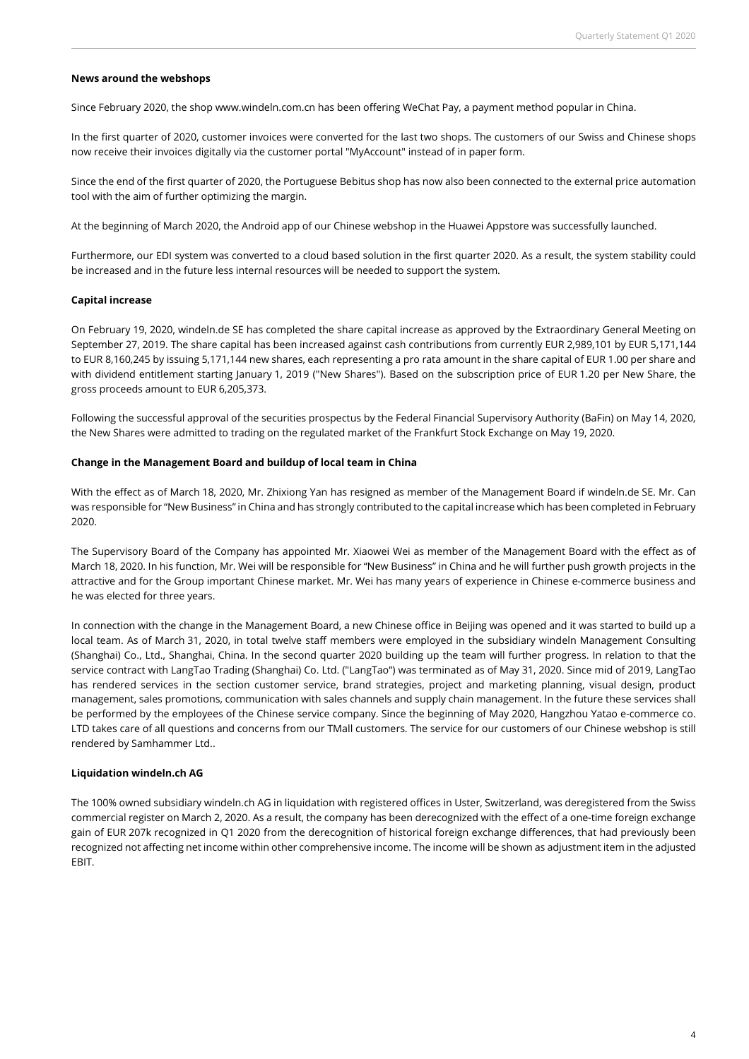**News around the webshops**

Since February 2020, the shop www.windeln.com.cn has been offering WeChat Pay, a payment method popular in China.

In the first quarter of 2020, customer invoices were converted for the last two shops. The customers of our Swiss and Chinese shops now receive their invoices digitally via the customer portal "MyAccount" instead of in paper form.

Since the end of the first quarter of 2020, the Portuguese Bebitus shop has now also been connected to the external price automation tool with the aim of further optimizing the margin.

At the beginning of March 2020, the Android app of our Chinese webshop in the Huawei Appstore was successfully launched.

Furthermore, our EDI system was converted to a cloud based solution in the first quarter 2020. As a result, the system stability could be increased and in the future less internal resources will be needed to support the system.

**Capital increase**

On February 19, 2020, windeln.de SE has completed the share capital increase as approved by the Extraordinary General Meeting on September 27, 2019. The share capital has been increased against cash contributions from currently EUR 2,989,101 by EUR 5,171,144 to EUR 8,160,245 by issuing 5,171,144 new shares, each representing a pro rata amount in the share capital of EUR 1.00 per share and with dividend entitlement starting January 1, 2019 ("New Shares"). Based on the subscription price of EUR 1.20 per New Share, the gross proceeds amount to EUR 6,205,373.

Following the successful approval of the securities prospectus by the Federal Financial Supervisory Authority (BaFin) on May 14, 2020, the New Shares were admitted to trading on the regulated market of the Frankfurt Stock Exchange on May 19, 2020.

**Change in the Management Board and buildup of local team in China**

With the effect as of March 18, 2020, Mr. Zhixiong Yan has resigned as member of the Management Board if windeln.de SE. Mr. Can was responsible for "New Business" in China and has strongly contributed to the capital increase which has been completed in February 2020.

The Supervisory Board of the Company has appointed Mr. Xiaowei Wei as member of the Management Board with the effect as of March 18, 2020. In his function, Mr. Wei will be responsible for "New Business" in China and he will further push growth projects in the attractive and for the Group important Chinese market. Mr. Wei has many years of experience in Chinese e-commerce business and he was elected for three years.

In connection with the change in the Management Board, a new Chinese office in Beijing was opened and it was started to build up a local team. As of March 31, 2020, in total twelve staff members were employed in the subsidiary windeln Management Consulting (Shanghai) Co., Ltd., Shanghai, China. In the second quarter 2020 building up the team will further progress. In relation to that the service contract with LangTao Trading (Shanghai) Co. Ltd. ("LangTao") was terminated as of May 31, 2020. Since mid of 2019, LangTao has rendered services in the section customer service, brand strategies, project and marketing planning, visual design, product management, sales promotions, communication with sales channels and supply chain management. In the future these services shall be performed by the employees of the Chinese service company. Since the beginning of May 2020, Hangzhou Yatao e-commerce co. LTD takes care of all questions and concerns from our TMall customers. The service for our customers of our Chinese webshop is still rendered by Samhammer Ltd..

**Liquidation windeln.ch AG**

The 100% owned subsidiary windeln.ch AG in liquidation with registered offices in Uster, Switzerland, was deregistered from the Swiss commercial register on March 2, 2020. As a result, the company has been derecognized with the effect of a one-time foreign exchange gain of EUR 207k recognized in Q1 2020 from the derecognition of historical foreign exchange differences, that had previously been recognized not affecting net income within other comprehensive income. The income will be shown as adjustment item in the adjusted EBIT.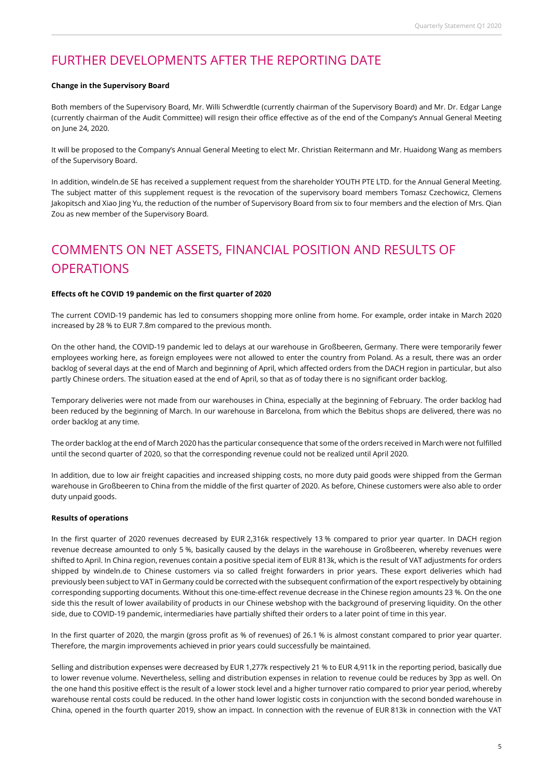## FURTHER DEVELOPMENTS AFTER THE REPORTING DATE

**Change in the Supervisory Board**

Both members of the Supervisory Board, Mr. Willi Schwerdtle (currently chairman of the Supervisory Board) and Mr. Dr. Edgar Lange (currently chairman of the Audit Committee) will resign their office effective as of the end of the Company's Annual General Meeting on June 24, 2020.

It will be proposed to the Company's Annual General Meeting to elect Mr. Christian Reitermann and Mr. Huaidong Wang as members of the Supervisory Board.

In addition, windeln.de SE has received a supplement request from the shareholder YOUTH PTE LTD. for the Annual General Meeting. The subject matter of this supplement request is the revocation of the supervisory board members Tomasz Czechowicz, Clemens Jakopitsch and Xiao Jing Yu, the reduction of the number of Supervisory Board from six to four members and the election of Mrs. Qian Zou as new member of the Supervisory Board.

## COMMENTS ON NET ASSETS, FINANCIAL POSITION AND RESULTS OF OPERATIONS

**Effects oft he COVID 19 pandemic on the first quarter of 2020**

The current COVID-19 pandemic has led to consumers shopping more online from home. For example, order intake in March 2020 increased by 28 % to EUR 7.8m compared to the previous month.

On the other hand, the COVID-19 pandemic led to delays at our warehouse in Großbeeren, Germany. There were temporarily fewer employees working here, as foreign employees were not allowed to enter the country from Poland. As a result, there was an order backlog of several days at the end of March and beginning of April, which affected orders from the DACH region in particular, but also partly Chinese orders. The situation eased at the end of April, so that as of today there is no significant order backlog.

Temporary deliveries were not made from our warehouses in China, especially at the beginning of February. The order backlog had been reduced by the beginning of March. In our warehouse in Barcelona, from which the Bebitus shops are delivered, there was no order backlog at any time.

The order backlog at the end of March 2020 has the particular consequence that some of the orders received in March were not fulfilled until the second quarter of 2020, so that the corresponding revenue could not be realized until April 2020.

In addition, due to low air freight capacities and increased shipping costs, no more duty paid goods were shipped from the German warehouse in Großbeeren to China from the middle of the first quarter of 2020. As before, Chinese customers were also able to order duty unpaid goods.

**Results of operations**

In the first quarter of 2020 revenues decreased by EUR 2,316k respectively 13 % compared to prior year quarter. In DACH region revenue decrease amounted to only 5 %, basically caused by the delays in the warehouse in Großbeeren, whereby revenues were shifted to April. In China region, revenues contain a positive special item of EUR 813k, which is the result of VAT adjustments for orders shipped by windeln.de to Chinese customers via so called freight forwarders in prior years. These export deliveries which had previously been subject to VAT in Germany could be corrected with the subsequent confirmation of the export respectively by obtaining corresponding supporting documents. Without this one-time-effect revenue decrease in the Chinese region amounts 23 %. On the one side this the result of lower availability of products in our Chinese webshop with the background of preserving liquidity. On the other side, due to COVID-19 pandemic, intermediaries have partially shifted their orders to a later point of time in this year.

In the first quarter of 2020, the margin (gross profit as % of revenues) of 26.1 % is almost constant compared to prior year quarter. Therefore, the margin improvements achieved in prior years could successfully be maintained.

Selling and distribution expenses were decreased by EUR 1,277k respectively 21 % to EUR 4,911k in the reporting period, basically due to lower revenue volume. Nevertheless, selling and distribution expenses in relation to revenue could be reduces by 3pp as well. On the one hand this positive effect is the result of a lower stock level and a higher turnover ratio compared to prior year period, whereby warehouse rental costs could be reduced. In the other hand lower logistic costs in conjunction with the second bonded warehouse in China, opened in the fourth quarter 2019, show an impact. In connection with the revenue of EUR 813k in connection with the VAT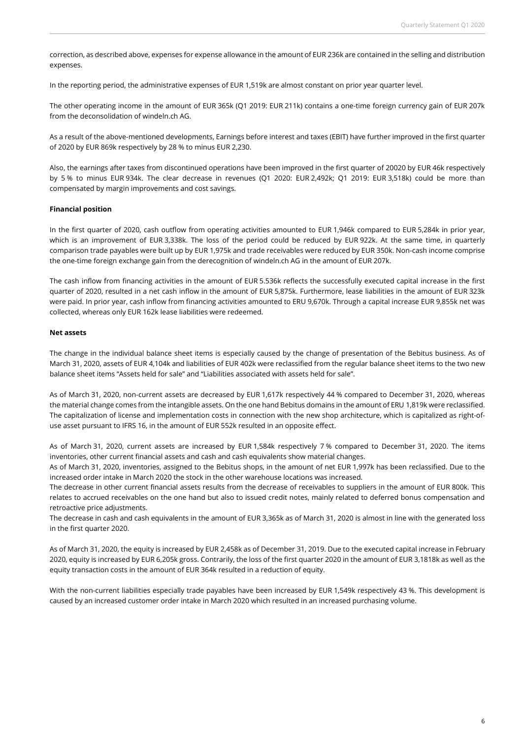correction, as described above, expenses for expense allowance in the amount of EUR 236k are contained in the selling and distribution expenses.

In the reporting period, the administrative expenses of EUR 1,519k are almost constant on prior year quarter level.

The other operating income in the amount of EUR 365k (Q1 2019: EUR 211k) contains a one-time foreign currency gain of EUR 207k from the deconsolidation of windeln.ch AG.

As a result of the above-mentioned developments, Earnings before interest and taxes (EBIT) have further improved in the first quarter of 2020 by EUR 869k respectively by 28 % to minus EUR 2,230.

Also, the earnings after taxes from discontinued operations have been improved in the first quarter of 20020 by EUR 46k respectively by 5 % to minus EUR 934k. The clear decrease in revenues (Q1 2020: EUR 2,492k; Q1 2019: EUR 3,518k) could be more than compensated by margin improvements and cost savings.

**Financial position**

In the first quarter of 2020, cash outflow from operating activities amounted to EUR 1,946k compared to EUR 5,284k in prior year, which is an improvement of EUR 3,338k. The loss of the period could be reduced by EUR 922k. At the same time, in quarterly comparison trade payables were built up by EUR 1,975k and trade receivables were reduced by EUR 350k. Non-cash income comprise the one-time foreign exchange gain from the derecognition of windeln.ch AG in the amount of EUR 207k.

The cash inflow from financing activities in the amount of EUR 5.536k reflects the successfully executed capital increase in the first quarter of 2020, resulted in a net cash inflow in the amount of EUR 5,875k. Furthermore, lease liabilities in the amount of EUR 323k were paid. In prior year, cash inflow from financing activities amounted to ERU 9,670k. Through a capital increase EUR 9,855k net was collected, whereas only EUR 162k lease liabilities were redeemed.

**Net assets**

The change in the individual balance sheet items is especially caused by the change of presentation of the Bebitus business. As of March 31, 2020, assets of EUR 4,104k and liabilities of EUR 402k were reclassified from the regular balance sheet items to the two new balance sheet items "Assets held for sale" and "Liabilities associated with assets held for sale".

As of March 31, 2020, non-current assets are decreased by EUR 1,617k respectively 44 % compared to December 31, 2020, whereas the material change comes from the intangible assets. On the one hand Bebitus domains in the amount of ERU 1,819k were reclassified. The capitalization of license and implementation costs in connection with the new shop architecture, which is capitalized as right-of-use asset pursuant to IFRS 16, in the amount of EUR 552k resulted in an opposite effect.

As of March 31, 2020, current assets are increased by EUR 1,584k respectively 7 % compared to December 31, 2020. The items inventories, other current financial assets and cash and cash equivalents show material changes.

As of March 31, 2020, inventories, assigned to the Bebitus shops, in the amount of net EUR 1,997k has been reclassified. Due to the increased order intake in March 2020 the stock in the other warehouse locations was increased.

The decrease in other current financial assets results from the decrease of receivables to suppliers in the amount of EUR 800k. This relates to accrued receivables on the one hand but also to issued credit notes, mainly related to deferred bonus compensation and retroactive price adjustments.

The decrease in cash and cash equivalents in the amount of EUR 3,365k as of March 31, 2020 is almost in line with the generated loss in the first quarter 2020.

As of March 31, 2020, the equity is increased by EUR 2,458k as of December 31, 2019. Due to the executed capital increase in February 2020, equity is increased by EUR 6,205k gross. Contrarily, the loss of the first quarter 2020 in the amount of EUR 3,1818k as well as the equity transaction costs in the amount of EUR 364k resulted in a reduction of equity.

With the non-current liabilities especially trade payables have been increased by EUR 1,549k respectively 43 %. This development is caused by an increased customer order intake in March 2020 which resulted in an increased purchasing volume.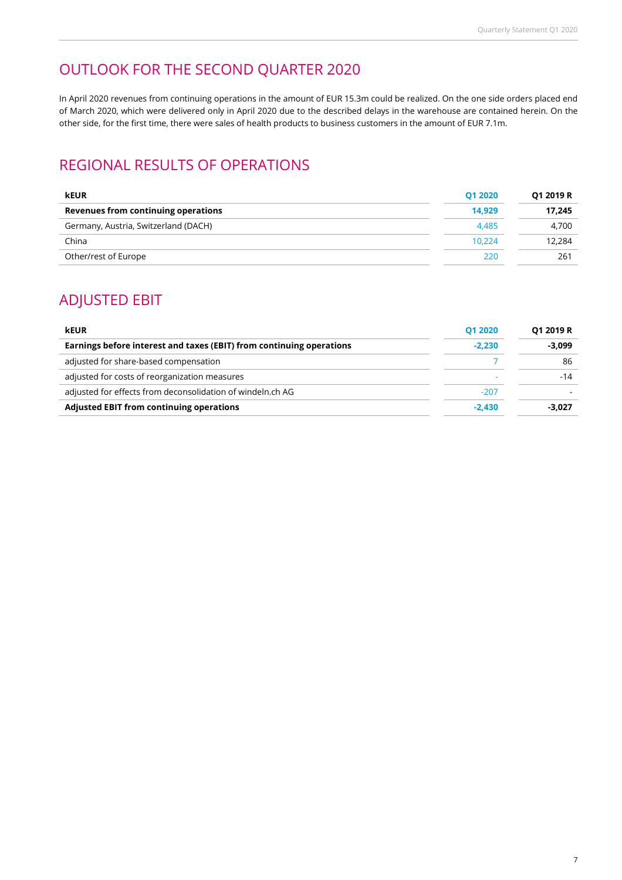## OUTLOOK FOR THE SECOND QUARTER 2020

In April 2020 revenues from continuing operations in the amount of EUR 15.3m could be realized. On the one side orders placed end of March 2020, which were delivered only in April 2020 due to the described delays in the warehouse are contained herein. On the other side, for the first time, there were sales of health products to business customers in the amount of EUR 7.1m.

## REGIONAL RESULTS OF OPERATIONS

| kEUR | Q1 2020 | Q1 2019 R |
|---|---|---|
| **Revenues from continuing operations** | **14,929** | **17,245** |
| Germany, Austria, Switzerland (DACH) | 4,485 | 4,700 |
| China | 10,224 | 12,284 |
| Other/rest of Europe | 220 | 261 |

## ADJUSTED EBIT

| kEUR | Q1 2020 | Q1 2019 R |
|---|---|---|
| **Earnings before interest and taxes (EBIT) from continuing operations** | **-2,230** | **-3,099** |
| adjusted for share-based compensation | 7 | 86 |
| adjusted for costs of reorganization measures | - | -14 |
| adjusted for effects from deconsolidation of windeln.ch AG | -207 | - |
| **Adjusted EBIT from continuing operations** | **-2,430** | **-3,027** |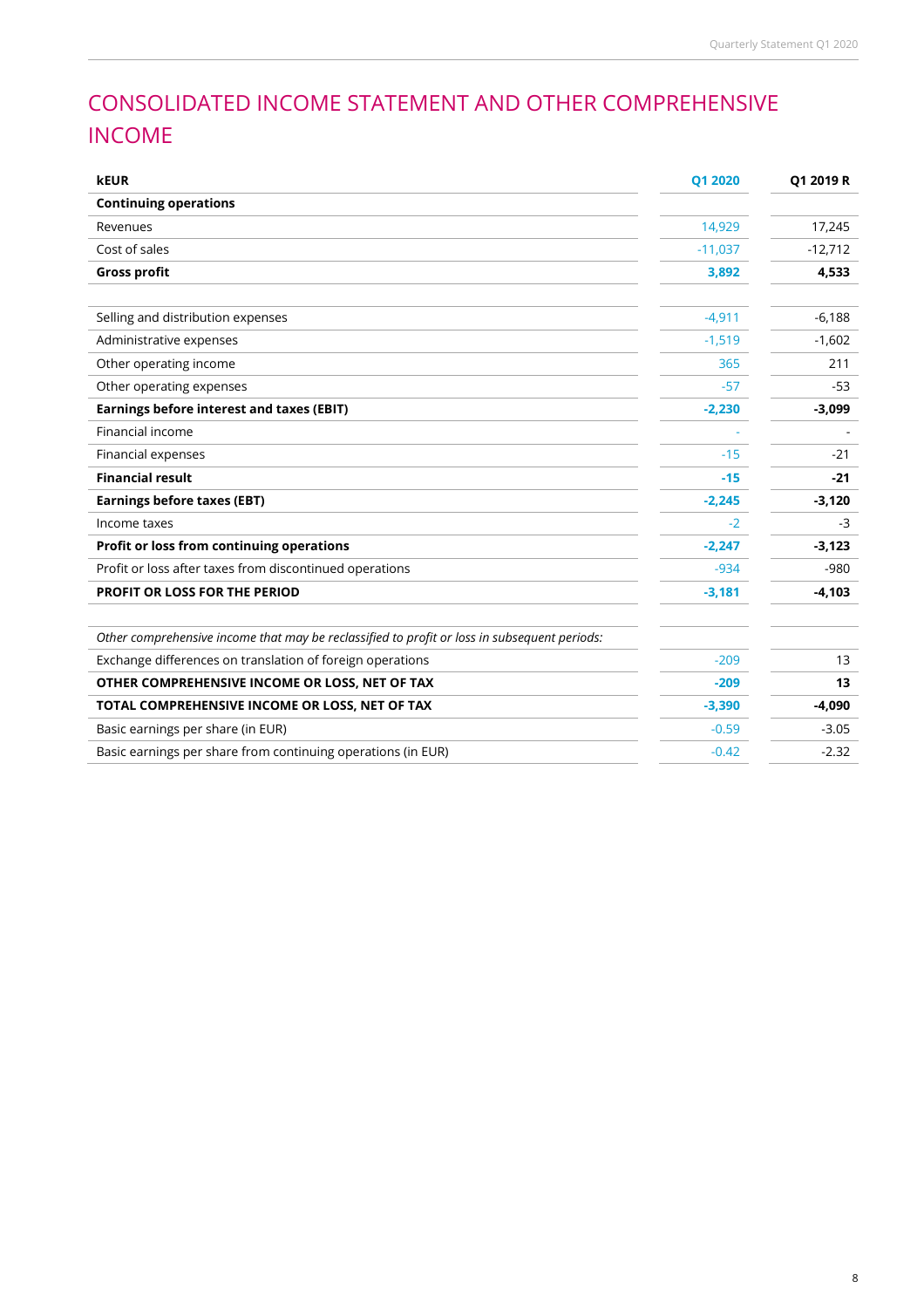# CONSOLIDATED INCOME STATEMENT AND OTHER COMPREHENSIVE INCOME

| kEUR | Q1 2020 | Q1 2019 R |
|---|---|---|
| **Continuing operations** | | |
| Revenues | 14,929 | 17,245 |
| Cost of sales | -11,037 | -12,712 |
| **Gross profit** | **3,892** | **4,533** |
| | | |
| Selling and distribution expenses | -4,911 | -6,188 |
| Administrative expenses | -1,519 | -1,602 |
| Other operating income | 365 | 211 |
| Other operating expenses | -57 | -53 |
| **Earnings before interest and taxes (EBIT)** | **-2,230** | **-3,099** |
| Financial income | - | - |
| Financial expenses | -15 | -21 |
| **Financial result** | **-15** | **-21** |
| **Earnings before taxes (EBT)** | **-2,245** | **-3,120** |
| Income taxes | -2 | -3 |
| **Profit or loss from continuing operations** | **-2,247** | **-3,123** |
| Profit or loss after taxes from discontinued operations | -934 | -980 |
| **PROFIT OR LOSS FOR THE PERIOD** | **-3,181** | **-4,103** |
| | | |
| *Other comprehensive income that may be reclassified to profit or loss in subsequent periods:* | | |
| Exchange differences on translation of foreign operations | -209 | 13 |
| **OTHER COMPREHENSIVE INCOME OR LOSS, NET OF TAX** | **-209** | **13** |
| **TOTAL COMPREHENSIVE INCOME OR LOSS, NET OF TAX** | **-3,390** | **-4,090** |
| Basic earnings per share (in EUR) | -0.59 | -3.05 |
| Basic earnings per share from continuing operations (in EUR) | -0.42 | -2.32 |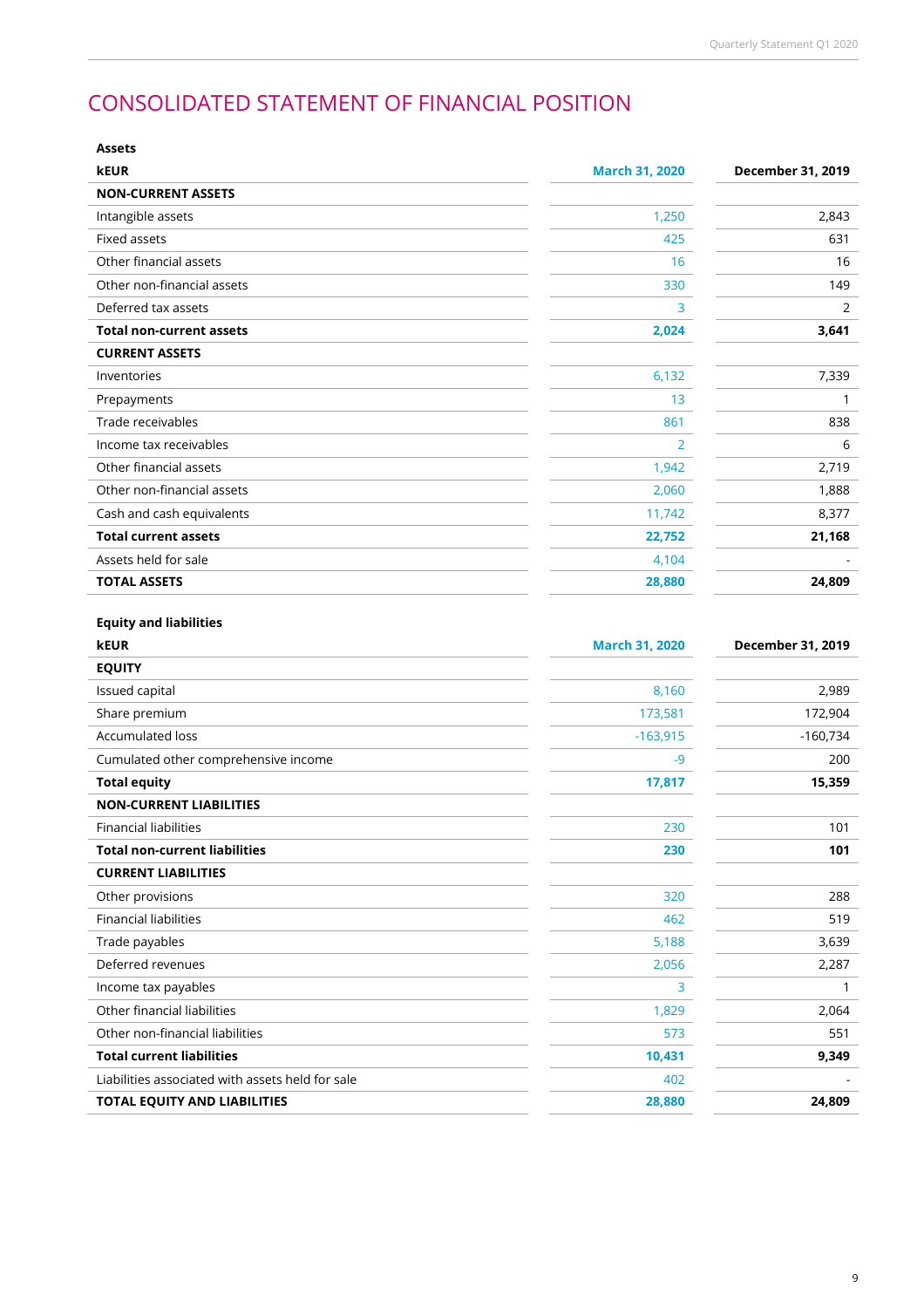# CONSOLIDATED STATEMENT OF FINANCIAL POSITION

| **Assets** | | |
|---|---|---|
| **kEUR** | **March 31, 2020** | **December 31, 2019** |
| **NON-CURRENT ASSETS** | | |
| Intangible assets | 1,250 | 2,843 |
| Fixed assets | 425 | 631 |
| Other financial assets | 16 | 16 |
| Other non-financial assets | 330 | 149 |
| Deferred tax assets | 3 | 2 |
| **Total non-current assets** | **2,024** | **3,641** |
| **CURRENT ASSETS** | | |
| Inventories | 6,132 | 7,339 |
| Prepayments | 13 | 1 |
| Trade receivables | 861 | 838 |
| Income tax receivables | 2 | 6 |
| Other financial assets | 1,942 | 2,719 |
| Other non-financial assets | 2,060 | 1,888 |
| Cash and cash equivalents | 11,742 | 8,377 |
| **Total current assets** | **22,752** | **21,168** |
| Assets held for sale | 4,104 | - |
| **TOTAL ASSETS** | **28,880** | **24,809** |

| **Equity and liabilities** | | |
|---|---|---|
| **kEUR** | **March 31, 2020** | **December 31, 2019** |
| **EQUITY** | | |
| Issued capital | 8,160 | 2,989 |
| Share premium | 173,581 | 172,904 |
| Accumulated loss | -163,915 | -160,734 |
| Cumulated other comprehensive income | -9 | 200 |
| **Total equity** | **17,817** | **15,359** |
| **NON-CURRENT LIABILITIES** | | |
| Financial liabilities | 230 | 101 |
| **Total non-current liabilities** | **230** | **101** |
| **CURRENT LIABILITIES** | | |
| Other provisions | 320 | 288 |
| Financial liabilities | 462 | 519 |
| Trade payables | 5,188 | 3,639 |
| Deferred revenues | 2,056 | 2,287 |
| Income tax payables | 3 | 1 |
| Other financial liabilities | 1,829 | 2,064 |
| Other non-financial liabilities | 573 | 551 |
| **Total current liabilities** | **10,431** | **9,349** |
| Liabilities associated with assets held for sale | 402 | - |
| **TOTAL EQUITY AND LIABILITIES** | **28,880** | **24,809** |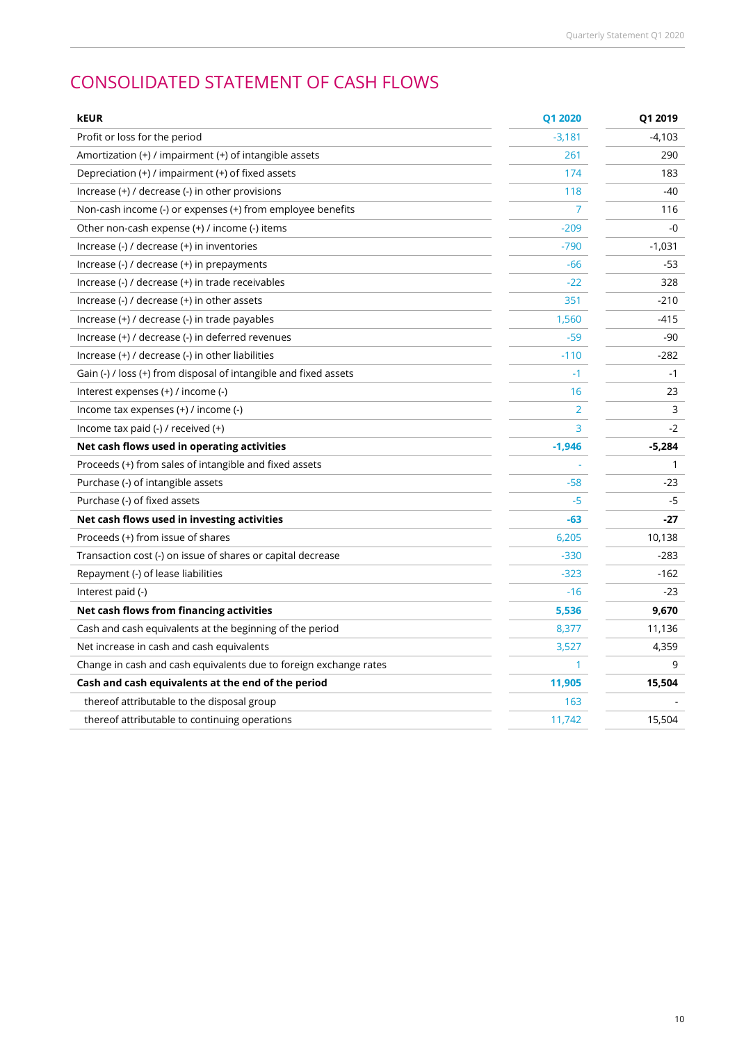# CONSOLIDATED STATEMENT OF CASH FLOWS

| kEUR | Q1 2020 | Q1 2019 |
|---|---|---|
| Profit or loss for the period | -3,181 | -4,103 |
| Amortization (+) / impairment (+) of intangible assets | 261 | 290 |
| Depreciation (+) / impairment (+) of fixed assets | 174 | 183 |
| Increase (+) / decrease (-) in other provisions | 118 | -40 |
| Non-cash income (-) or expenses (+) from employee benefits | 7 | 116 |
| Other non-cash expense (+) / income (-) items | -209 | -0 |
| Increase (-) / decrease (+) in inventories | -790 | -1,031 |
| Increase (-) / decrease (+) in prepayments | -66 | -53 |
| Increase (-) / decrease (+) in trade receivables | -22 | 328 |
| Increase (-) / decrease (+) in other assets | 351 | -210 |
| Increase (+) / decrease (-) in trade payables | 1,560 | -415 |
| Increase (+) / decrease (-) in deferred revenues | -59 | -90 |
| Increase (+) / decrease (-) in other liabilities | -110 | -282 |
| Gain (-) / loss (+) from disposal of intangible and fixed assets | -1 | -1 |
| Interest expenses (+) / income (-) | 16 | 23 |
| Income tax expenses (+) / income (-) | 2 | 3 |
| Income tax paid (-) / received (+) | 3 | -2 |
| **Net cash flows used in operating activities** | **-1,946** | **-5,284** |
| Proceeds (+) from sales of intangible and fixed assets | - | 1 |
| Purchase (-) of intangible assets | -58 | -23 |
| Purchase (-) of fixed assets | -5 | -5 |
| **Net cash flows used in investing activities** | **-63** | **-27** |
| Proceeds (+) from issue of shares | 6,205 | 10,138 |
| Transaction cost (-) on issue of shares or capital decrease | -330 | -283 |
| Repayment (-) of lease liabilities | -323 | -162 |
| Interest paid (-) | -16 | -23 |
| **Net cash flows from financing activities** | **5,536** | **9,670** |
| Cash and cash equivalents at the beginning of the period | 8,377 | 11,136 |
| Net increase in cash and cash equivalents | 3,527 | 4,359 |
| Change in cash and cash equivalents due to foreign exchange rates | 1 | 9 |
| **Cash and cash equivalents at the end of the period** | **11,905** | **15,504** |
| thereof attributable to the disposal group | 163 | - |
| thereof attributable to continuing operations | 11,742 | 15,504 |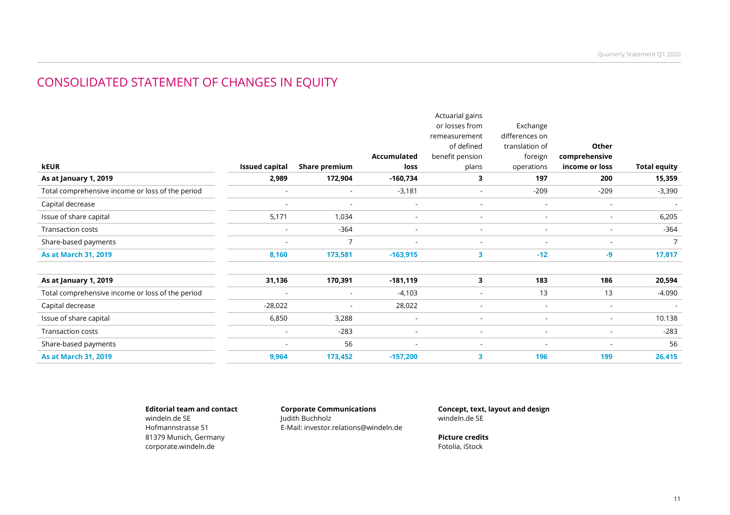# CONSOLIDATED STATEMENT OF CHANGES IN EQUITY

| kEUR | Issued capital | Share premium | Accumulated loss | Actuarial gains or losses from remeasurement of defined benefit pension plans | Exchange differences on translation of foreign operations | Other comprehensive income or loss | Total equity |
|---|---|---|---|---|---|---|---|
| **As at January 1, 2019** | **2,989** | **172,904** | **-160,734** | **3** | **197** | **200** | **15,359** |
| Total comprehensive income or loss of the period | - | - | -3,181 | - | -209 | -209 | -3,390 |
| Capital decrease | - | - | - | - | - | - | - |
| Issue of share capital | 5,171 | 1,034 | - | - | - | - | 6,205 |
| Transaction costs | - | -364 | - | - | - | - | -364 |
| Share-based payments | - | 7 | - | - | - | - | 7 |
| **As at March 31, 2019** | **8,160** | **173,581** | **-163,915** | **3** | **-12** | **-9** | **17,817** |
| | | | | | | | |
| **As at January 1, 2019** | **31,136** | **170,391** | **-181,119** | **3** | **183** | **186** | **20,594** |
| Total comprehensive income or loss of the period | - | - | -4,103 | - | 13 | 13 | -4.090 |
| Capital decrease | -28,022 | - | 28,022 | - | - | - | - |
| Issue of share capital | 6,850 | 3,288 | - | - | - | - | 10.138 |
| Transaction costs | - | -283 | - | - | - | - | -283 |
| Share-based payments | - | 56 | - | - | - | - | 56 |
| **As at March 31, 2019** | **9,964** | **173,452** | **-157,200** | **3** | **196** | **199** | **26.415** |

**Editorial team and contact**
windeln.de SE
Hofmannstrasse 51
81379 Munich, Germany
corporate.windeln.de

**Corporate Communications**
Judith Buchholz
E-Mail: investor.relations@windeln.de

**Concept, text, layout and design**
windeln.de SE

**Picture credits**
Fotolia, iStock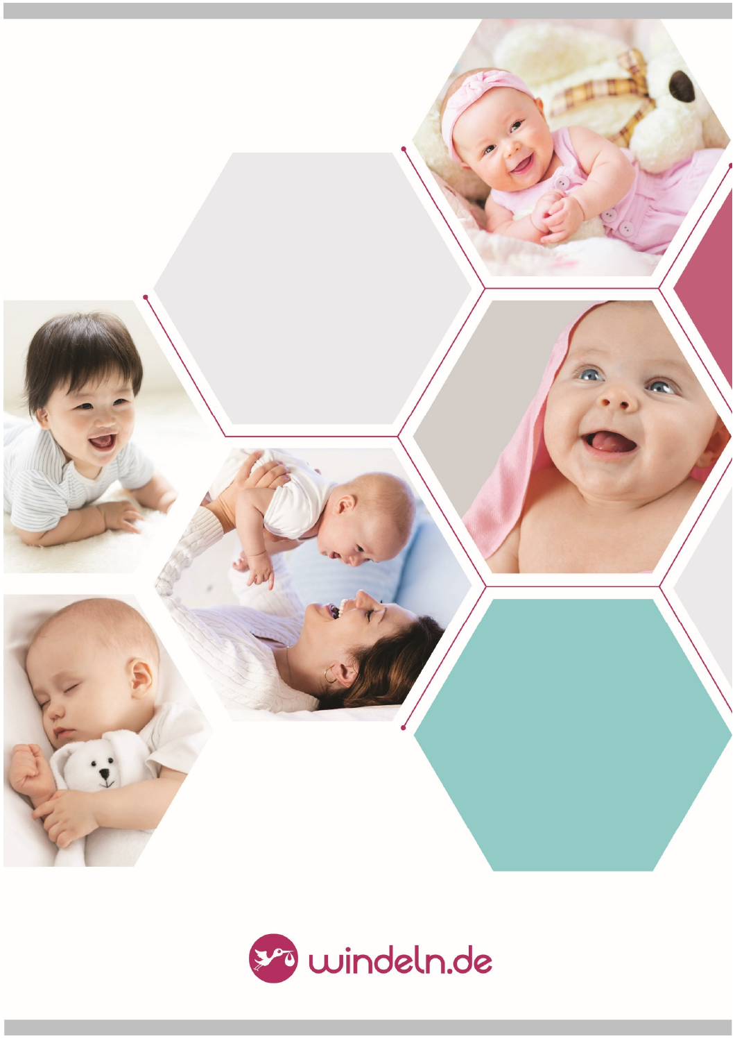windeln.de